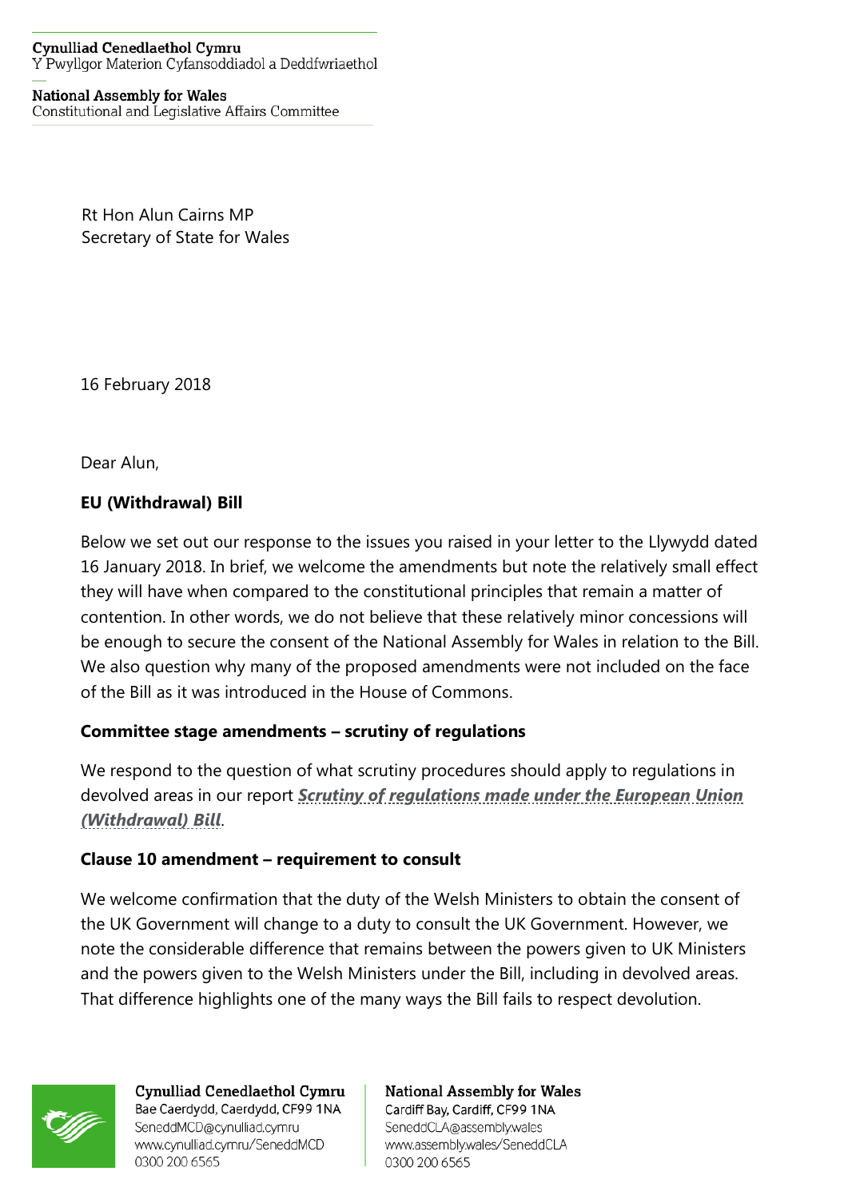Cynulliad Cenedlaethol Cymru
Y Pwyllgor Materion Cyfansoddiadol a Deddfwriaethol

National Assembly for Wales
Constitutional and Legislative Affairs Committee

Rt Hon Alun Cairns MP
Secretary of State for Wales

16 February 2018

Dear Alun,

**EU (Withdrawal) Bill**

Below we set out our response to the issues you raised in your letter to the Llywydd dated 16 January 2018. In brief, we welcome the amendments but note the relatively small effect they will have when compared to the constitutional principles that remain a matter of contention. In other words, we do not believe that these relatively minor concessions will be enough to secure the consent of the National Assembly for Wales in relation to the Bill. We also question why many of the proposed amendments were not included on the face of the Bill as it was introduced in the House of Commons.

**Committee stage amendments – scrutiny of regulations**

We respond to the question of what scrutiny procedures should apply to regulations in devolved areas in our report ***Scrutiny of regulations made under the European Union (Withdrawal) Bill***.

**Clause 10 amendment – requirement to consult**

We welcome confirmation that the duty of the Welsh Ministers to obtain the consent of the UK Government will change to a duty to consult the UK Government. However, we note the considerable difference that remains between the powers given to UK Ministers and the powers given to the Welsh Ministers under the Bill, including in devolved areas. That difference highlights one of the many ways the Bill fails to respect devolution.

Cynulliad Cenedlaethol Cymru
Bae Caerdydd, Caerdydd, CF99 1NA
SeneddMCD@cynulliad.cymru
www.cynulliad.cymru/SeneddMCD
0300 200 6565

National Assembly for Wales
Cardiff Bay, Cardiff, CF99 1NA
SeneddCLA@assembly.wales
www.assembly.wales/SeneddCLA
0300 200 6565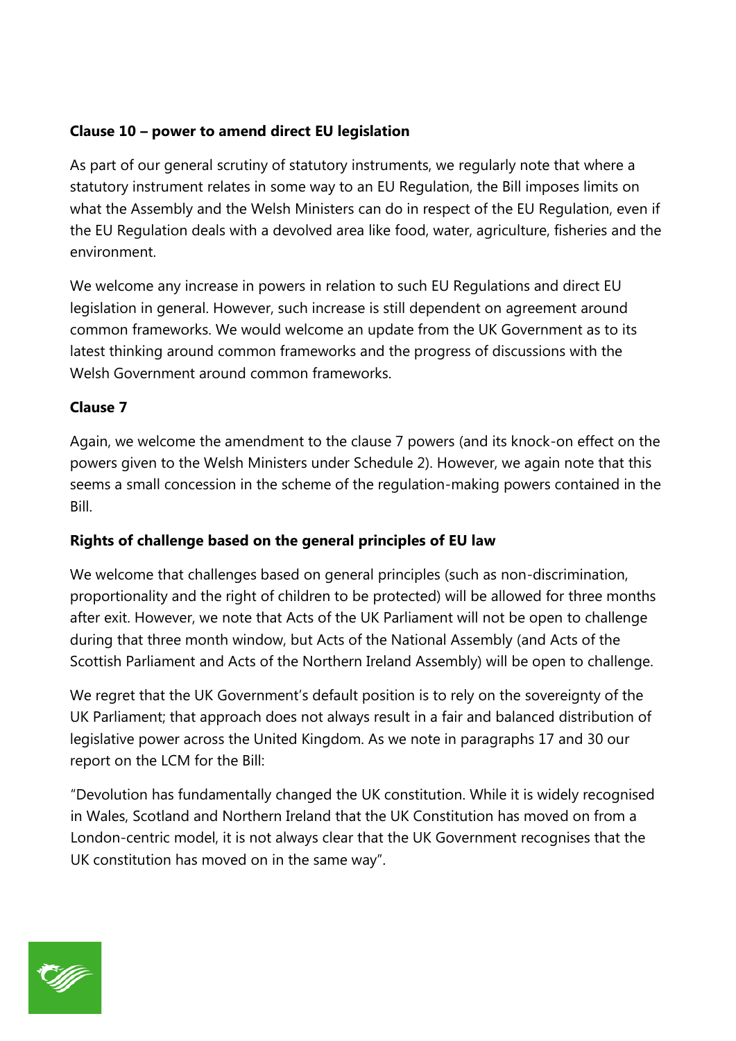**Clause 10 – power to amend direct EU legislation**

As part of our general scrutiny of statutory instruments, we regularly note that where a statutory instrument relates in some way to an EU Regulation, the Bill imposes limits on what the Assembly and the Welsh Ministers can do in respect of the EU Regulation, even if the EU Regulation deals with a devolved area like food, water, agriculture, fisheries and the environment.

We welcome any increase in powers in relation to such EU Regulations and direct EU legislation in general. However, such increase is still dependent on agreement around common frameworks. We would welcome an update from the UK Government as to its latest thinking around common frameworks and the progress of discussions with the Welsh Government around common frameworks.

**Clause 7**

Again, we welcome the amendment to the clause 7 powers (and its knock-on effect on the powers given to the Welsh Ministers under Schedule 2). However, we again note that this seems a small concession in the scheme of the regulation-making powers contained in the Bill.

**Rights of challenge based on the general principles of EU law**

We welcome that challenges based on general principles (such as non-discrimination, proportionality and the right of children to be protected) will be allowed for three months after exit. However, we note that Acts of the UK Parliament will not be open to challenge during that three month window, but Acts of the National Assembly (and Acts of the Scottish Parliament and Acts of the Northern Ireland Assembly) will be open to challenge.

We regret that the UK Government's default position is to rely on the sovereignty of the UK Parliament; that approach does not always result in a fair and balanced distribution of legislative power across the United Kingdom. As we note in paragraphs 17 and 30 our report on the LCM for the Bill:

"Devolution has fundamentally changed the UK constitution. While it is widely recognised in Wales, Scotland and Northern Ireland that the UK Constitution has moved on from a London-centric model, it is not always clear that the UK Government recognises that the UK constitution has moved on in the same way".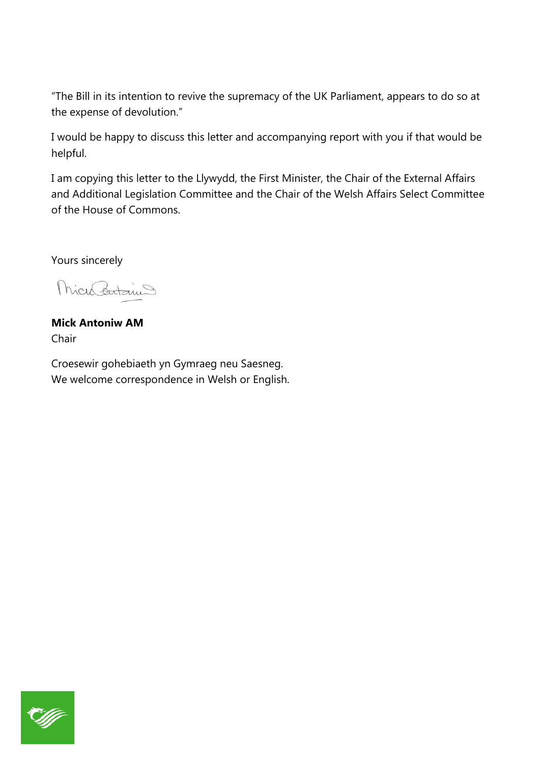"The Bill in its intention to revive the supremacy of the UK Parliament, appears to do so at the expense of devolution."

I would be happy to discuss this letter and accompanying report with you if that would be helpful.

I am copying this letter to the Llywydd, the First Minister, the Chair of the External Affairs and Additional Legislation Committee and the Chair of the Welsh Affairs Select Committee of the House of Commons.

Yours sincerely

**Mick Antoniw AM**
Chair

Croesewir gohebiaeth yn Gymraeg neu Saesneg.
We welcome correspondence in Welsh or English.